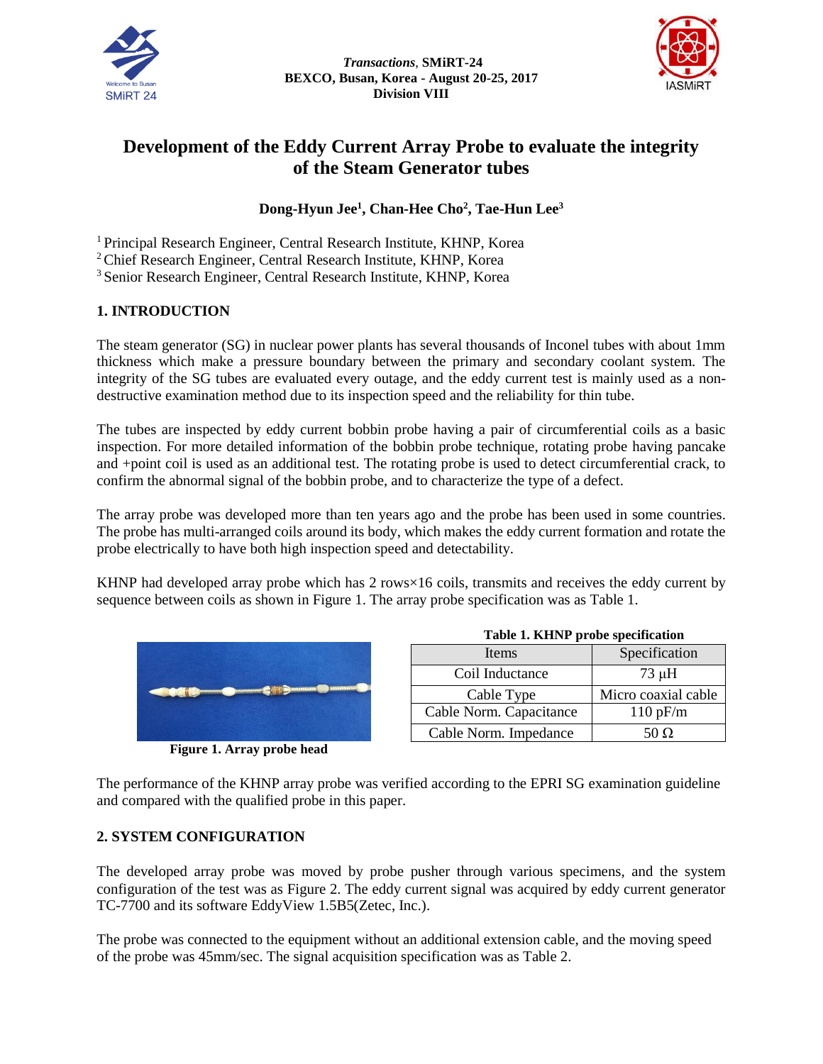# Development of the Eddy Current Array Probe to evaluate the integrity of the Steam Generator tubes

**Dong-Hyun Jee[1], Chan-Hee Cho[2], Tae-Hun Lee[3]**

[1] Principal Research Engineer, Central Research Institute, KHNP, Korea
[2] Chief Research Engineer, Central Research Institute, KHNP, Korea
[3] Senior Research Engineer, Central Research Institute, KHNP, Korea

## 1. INTRODUCTION

The steam generator (SG) in nuclear power plants has several thousands of Inconel tubes with about 1mm thickness which make a pressure boundary between the primary and secondary coolant system. The integrity of the SG tubes are evaluated every outage, and the eddy current test is mainly used as a non-destructive examination method due to its inspection speed and the reliability for thin tube.

The tubes are inspected by eddy current bobbin probe having a pair of circumferential coils as a basic inspection. For more detailed information of the bobbin probe technique, rotating probe having pancake and +point coil is used as an additional test. The rotating probe is used to detect circumferential crack, to confirm the abnormal signal of the bobbin probe, and to characterize the type of a defect.

The array probe was developed more than ten years ago and the probe has been used in some countries. The probe has multi-arranged coils around its body, which makes the eddy current formation and rotate the probe electrically to have both high inspection speed and detectability.

KHNP had developed array probe which has 2 rows×16 coils, transmits and receives the eddy current by sequence between coils as shown in Figure 1. The array probe specification was as Table 1.

**Figure 1. Array probe head**

**Table 1. KHNP probe specification**

| Items | Specification |
|---|---|
| Coil Inductance | 73 μH |
| Cable Type | Micro coaxial cable |
| Cable Norm. Capacitance | 110 pF/m |
| Cable Norm. Impedance | 50 Ω |

The performance of the KHNP array probe was verified according to the EPRI SG examination guideline and compared with the qualified probe in this paper.

## 2. SYSTEM CONFIGURATION

The developed array probe was moved by probe pusher through various specimens, and the system configuration of the test was as Figure 2. The eddy current signal was acquired by eddy current generator TC-7700 and its software EddyView 1.5B5(Zetec, Inc.).

The probe was connected to the equipment without an additional extension cable, and the moving speed of the probe was 45mm/sec. The signal acquisition specification was as Table 2.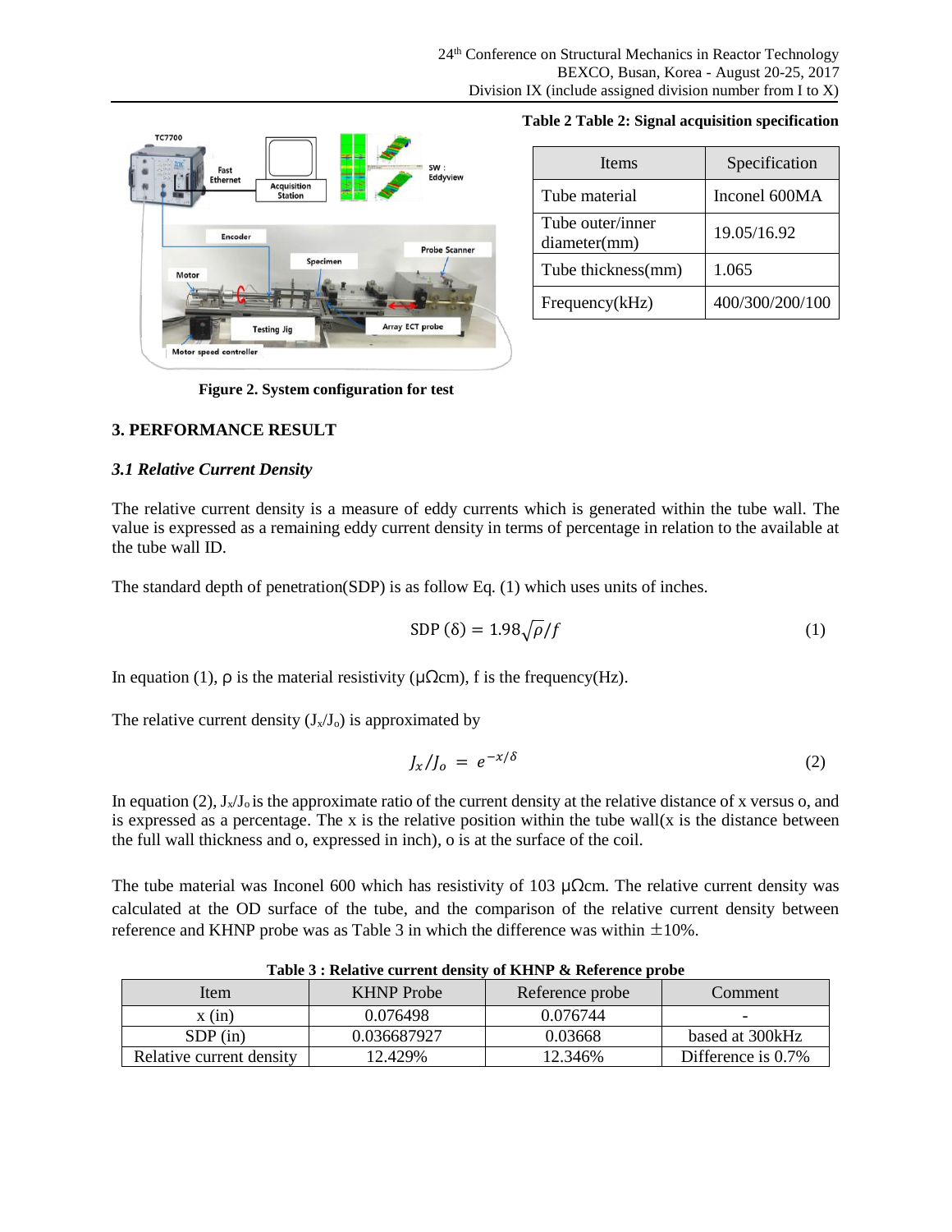**Table 2 Table 2: Signal acquisition specification**

| Items | Specification |
|---|---|
| Tube material | Inconel 600MA |
| Tube outer/inner diameter(mm) | 19.05/16.92 |
| Tube thickness(mm) | 1.065 |
| Frequency(kHz) | 400/300/200/100 |

**Figure 2. System configuration for test**

## 3. PERFORMANCE RESULT

### *3.1 Relative Current Density*

The relative current density is a measure of eddy currents which is generated within the tube wall. The value is expressed as a remaining eddy current density in terms of percentage in relation to the available at the tube wall ID.

The standard depth of penetration(SDP) is as follow Eq. (1) which uses units of inches.

$$\text{SDP}\ (\delta) = 1.98\sqrt{\rho/f} \tag{1}$$

In equation (1), ρ is the material resistivity (μΩcm), f is the frequency(Hz).

The relative current density ($J_x/J_o$) is approximated by

$$J_x/J_o = e^{-x/\delta} \tag{2}$$

In equation (2), $J_x/J_o$ is the approximate ratio of the current density at the relative distance of x versus o, and is expressed as a percentage. The x is the relative position within the tube wall(x is the distance between the full wall thickness and o, expressed in inch), o is at the surface of the coil.

The tube material was Inconel 600 which has resistivity of 103 μΩcm. The relative current density was calculated at the OD surface of the tube, and the comparison of the relative current density between reference and KHNP probe was as Table 3 in which the difference was within ±10%.

**Table 3 : Relative current density of KHNP & Reference probe**

| Item | KHNP Probe | Reference probe | Comment |
|---|---|---|---|
| x (in) | 0.076498 | 0.076744 | - |
| SDP (in) | 0.036687927 | 0.03668 | based at 300kHz |
| Relative current density | 12.429% | 12.346% | Difference is 0.7% |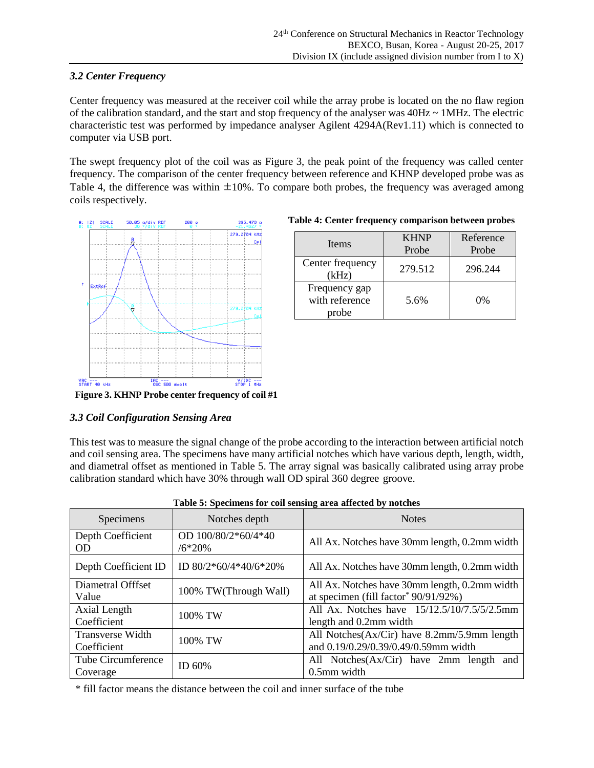### *3.2 Center Frequency*

Center frequency was measured at the receiver coil while the array probe is located on the no flaw region of the calibration standard, and the start and stop frequency of the analyser was 40Hz ~ 1MHz. The electric characteristic test was performed by impedance analyser Agilent 4294A(Rev1.11) which is connected to computer via USB port.

The swept frequency plot of the coil was as Figure 3, the peak point of the frequency was called center frequency. The comparison of the center frequency between reference and KHNP developed probe was as Table 4, the difference was within ±10%. To compare both probes, the frequency was averaged among coils respectively.

**Figure 3. KHNP Probe center frequency of coil #1**

**Table 4: Center frequency comparison between probes**

| Items | KHNP Probe | Reference Probe |
|---|---|---|
| Center frequency (kHz) | 279.512 | 296.244 |
| Frequency gap with reference probe | 5.6% | 0% |

### *3.3 Coil Configuration Sensing Area*

This test was to measure the signal change of the probe according to the interaction between artificial notch and coil sensing area. The specimens have many artificial notches which have various depth, length, width, and diametral offset as mentioned in Table 5. The array signal was basically calibrated using array probe calibration standard which have 30% through wall OD spiral 360 degree groove.

**Table 5: Specimens for coil sensing area affected by notches**

| Specimens | Notches depth | Notes |
|---|---|---|
| Depth Coefficient OD | OD 100/80/2*60/4*40 /6*20% | All Ax. Notches have 30mm length, 0.2mm width |
| Depth Coefficient ID | ID 80/2*60/4*40/6*20% | All Ax. Notches have 30mm length, 0.2mm width |
| Diametral Offfset Value | 100% TW(Through Wall) | All Ax. Notches have 30mm length, 0.2mm width at specimen (fill factor* 90/91/92%) |
| Axial Length Coefficient | 100% TW | All Ax. Notches have 15/12.5/10/7.5/5/2.5mm length and 0.2mm width |
| Transverse Width Coefficient | 100% TW | All Notches(Ax/Cir) have 8.2mm/5.9mm length and 0.19/0.29/0.39/0.49/0.59mm width |
| Tube Circumference Coverage | ID 60% | All Notches(Ax/Cir) have 2mm length and 0.5mm width |

\* fill factor means the distance between the coil and inner surface of the tube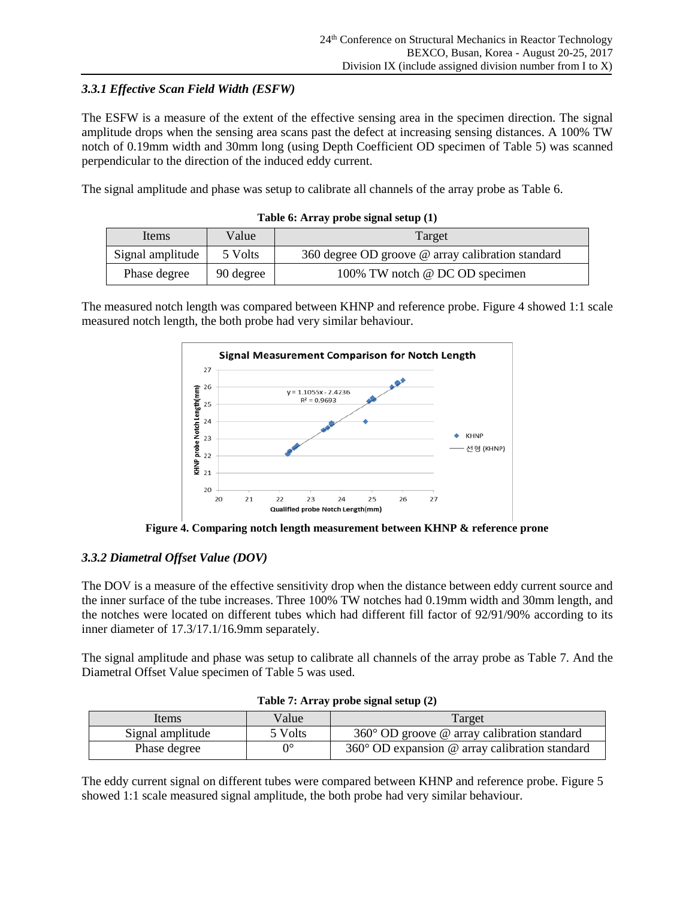### *3.3.1 Effective Scan Field Width (ESFW)*

The ESFW is a measure of the extent of the effective sensing area in the specimen direction. The signal amplitude drops when the sensing area scans past the defect at increasing sensing distances. A 100% TW notch of 0.19mm width and 30mm long (using Depth Coefficient OD specimen of Table 5) was scanned perpendicular to the direction of the induced eddy current.

The signal amplitude and phase was setup to calibrate all channels of the array probe as Table 6.

**Table 6: Array probe signal setup (1)**

| Items | Value | Target |
| --- | --- | --- |
| Signal amplitude | 5 Volts | 360 degree OD groove @ array calibration standard |
| Phase degree | 90 degree | 100% TW notch @ DC OD specimen |

The measured notch length was compared between KHNP and reference probe. Figure 4 showed 1:1 scale measured notch length, the both probe had very similar behaviour.

**Figure 4. Comparing notch length measurement between KHNP & reference prone**

### *3.3.2 Diametral Offset Value (DOV)*

The DOV is a measure of the effective sensitivity drop when the distance between eddy current source and the inner surface of the tube increases. Three 100% TW notches had 0.19mm width and 30mm length, and the notches were located on different tubes which had different fill factor of 92/91/90% according to its inner diameter of 17.3/17.1/16.9mm separately.

The signal amplitude and phase was setup to calibrate all channels of the array probe as Table 7. And the Diametral Offset Value specimen of Table 5 was used.

**Table 7: Array probe signal setup (2)**

| Items | Value | Target |
| --- | --- | --- |
| Signal amplitude | 5 Volts | 360° OD groove @ array calibration standard |
| Phase degree | 0° | 360° OD expansion @ array calibration standard |

The eddy current signal on different tubes were compared between KHNP and reference probe. Figure 5 showed 1:1 scale measured signal amplitude, the both probe had very similar behaviour.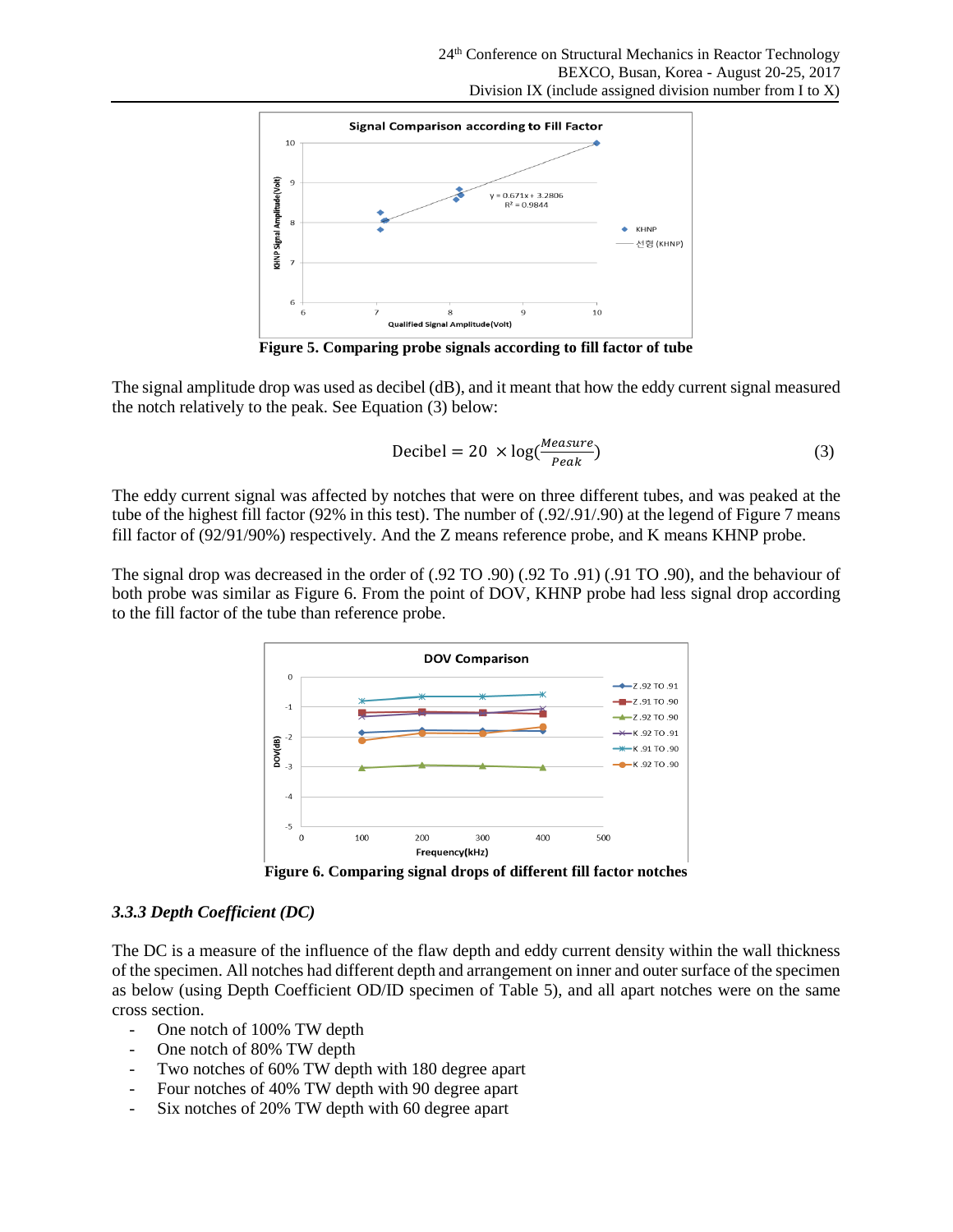Figure 5. Comparing probe signals according to fill factor of tube

The signal amplitude drop was used as decibel (dB), and it meant that how the eddy current signal measured the notch relatively to the peak. See Equation (3) below:

$$\text{Decibel} = 20 \times \log\left(\frac{Measure}{Peak}\right) \tag{3}$$

The eddy current signal was affected by notches that were on three different tubes, and was peaked at the tube of the highest fill factor (92% in this test). The number of (.92/.91/.90) at the legend of Figure 7 means fill factor of (92/91/90%) respectively. And the Z means reference probe, and K means KHNP probe.

The signal drop was decreased in the order of (.92 TO .90) (.92 To .91) (.91 TO .90), and the behaviour of both probe was similar as Figure 6. From the point of DOV, KHNP probe had less signal drop according to the fill factor of the tube than reference probe.

Figure 6. Comparing signal drops of different fill factor notches

### *3.3.3 Depth Coefficient (DC)*

The DC is a measure of the influence of the flaw depth and eddy current density within the wall thickness of the specimen. All notches had different depth and arrangement on inner and outer surface of the specimen as below (using Depth Coefficient OD/ID specimen of Table 5), and all apart notches were on the same cross section.

- One notch of 100% TW depth
- One notch of 80% TW depth
- Two notches of 60% TW depth with 180 degree apart
- Four notches of 40% TW depth with 90 degree apart
- Six notches of 20% TW depth with 60 degree apart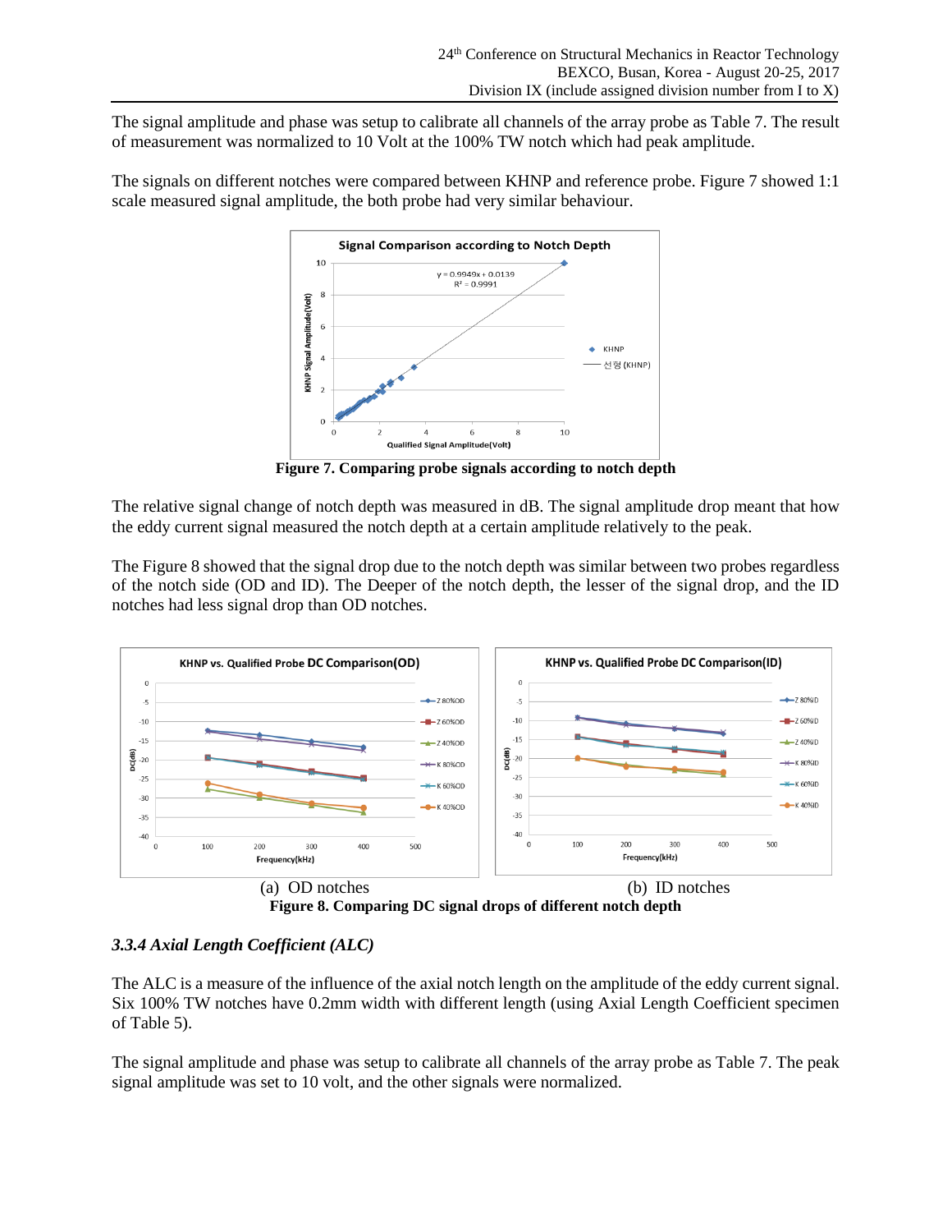The signal amplitude and phase was setup to calibrate all channels of the array probe as Table 7. The result of measurement was normalized to 10 Volt at the 100% TW notch which had peak amplitude.

The signals on different notches were compared between KHNP and reference probe. Figure 7 showed 1:1 scale measured signal amplitude, the both probe had very similar behaviour.

**Figure 7. Comparing probe signals according to notch depth**

The relative signal change of notch depth was measured in dB. The signal amplitude drop meant that how the eddy current signal measured the notch depth at a certain amplitude relatively to the peak.

The Figure 8 showed that the signal drop due to the notch depth was similar between two probes regardless of the notch side (OD and ID). The Deeper of the notch depth, the lesser of the signal drop, and the ID notches had less signal drop than OD notches.

(a) OD notches

(b) ID notches

**Figure 8. Comparing DC signal drops of different notch depth**

### *3.3.4 Axial Length Coefficient (ALC)*

The ALC is a measure of the influence of the axial notch length on the amplitude of the eddy current signal. Six 100% TW notches have 0.2mm width with different length (using Axial Length Coefficient specimen of Table 5).

The signal amplitude and phase was setup to calibrate all channels of the array probe as Table 7. The peak signal amplitude was set to 10 volt, and the other signals were normalized.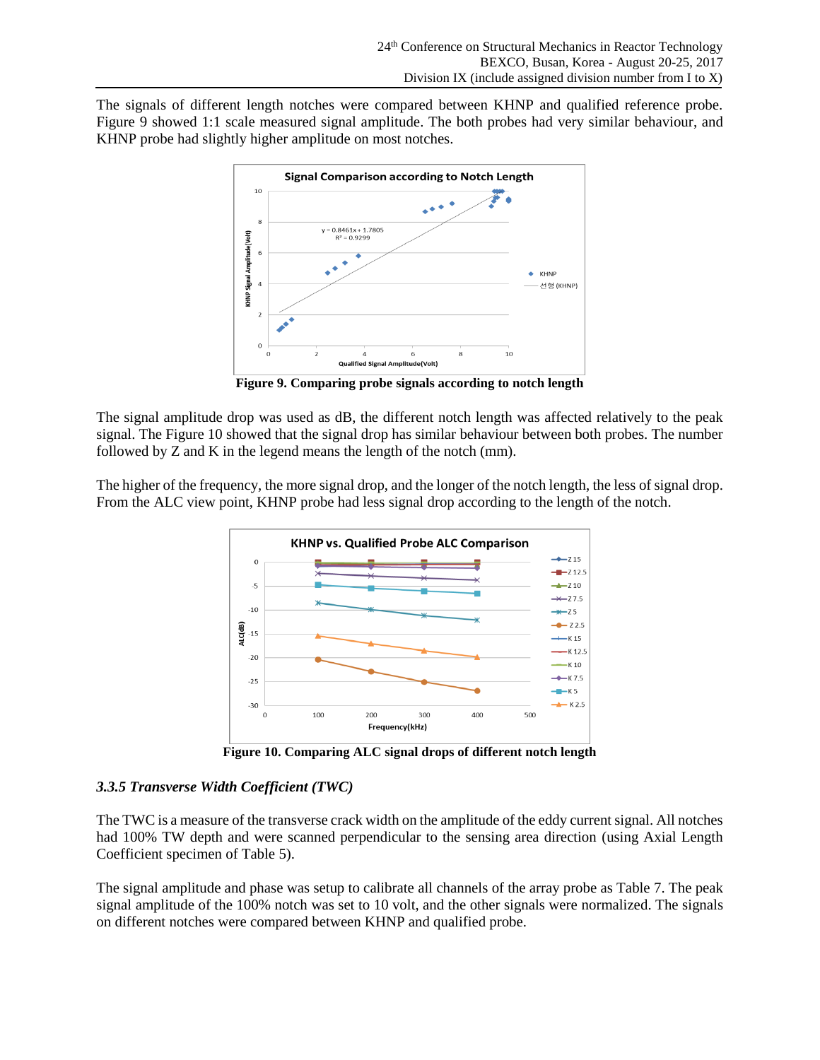The signals of different length notches were compared between KHNP and qualified reference probe. Figure 9 showed 1:1 scale measured signal amplitude. The both probes had very similar behaviour, and KHNP probe had slightly higher amplitude on most notches.

**Figure 9. Comparing probe signals according to notch length**

The signal amplitude drop was used as dB, the different notch length was affected relatively to the peak signal. The Figure 10 showed that the signal drop has similar behaviour between both probes. The number followed by Z and K in the legend means the length of the notch (mm).

The higher of the frequency, the more signal drop, and the longer of the notch length, the less of signal drop. From the ALC view point, KHNP probe had less signal drop according to the length of the notch.

**Figure 10. Comparing ALC signal drops of different notch length**

### *3.3.5 Transverse Width Coefficient (TWC)*

The TWC is a measure of the transverse crack width on the amplitude of the eddy current signal. All notches had 100% TW depth and were scanned perpendicular to the sensing area direction (using Axial Length Coefficient specimen of Table 5).

The signal amplitude and phase was setup to calibrate all channels of the array probe as Table 7. The peak signal amplitude of the 100% notch was set to 10 volt, and the other signals were normalized. The signals on different notches were compared between KHNP and qualified probe.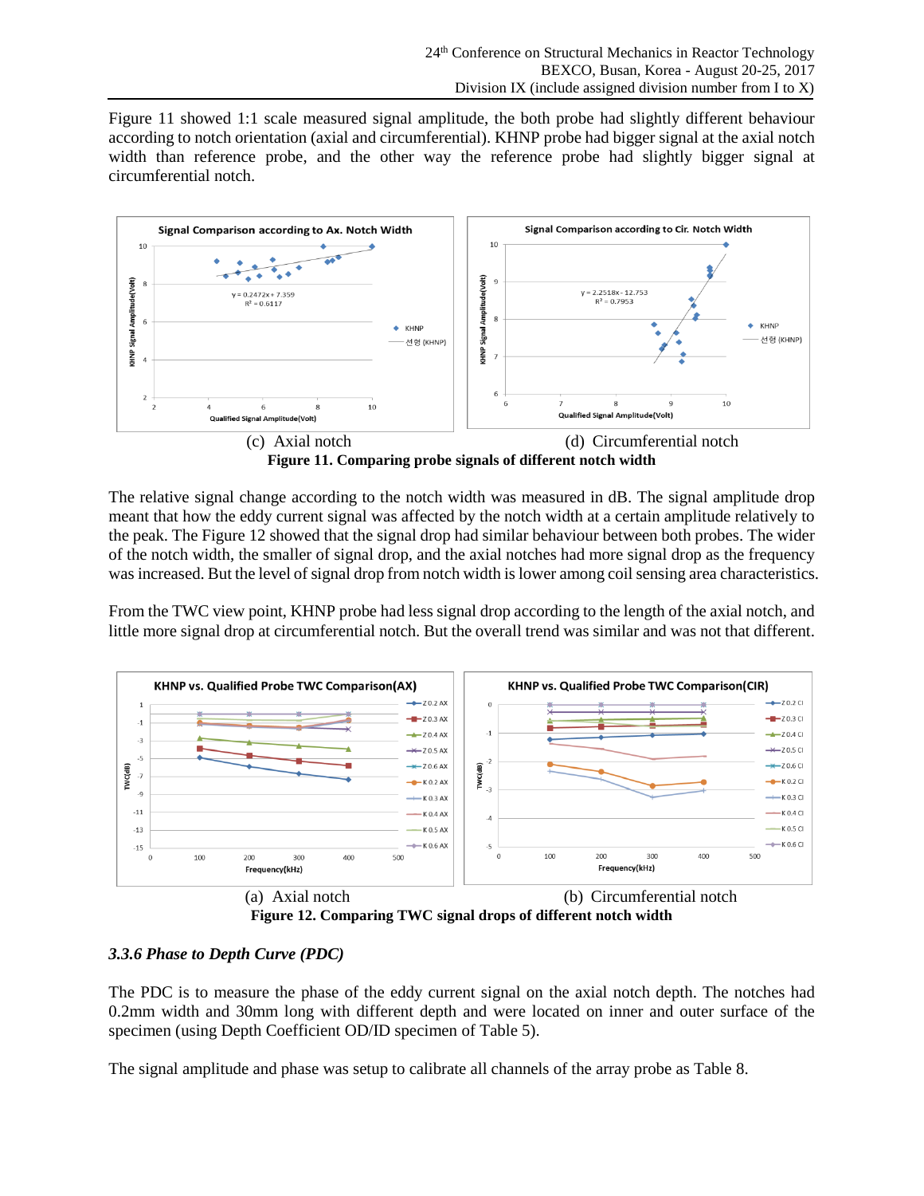Figure 11 showed 1:1 scale measured signal amplitude, the both probe had slightly different behaviour according to notch orientation (axial and circumferential). KHNP probe had bigger signal at the axial notch width than reference probe, and the other way the reference probe had slightly bigger signal at circumferential notch.

(c) Axial notch (d) Circumferential notch

**Figure 11. Comparing probe signals of different notch width**

The relative signal change according to the notch width was measured in dB. The signal amplitude drop meant that how the eddy current signal was affected by the notch width at a certain amplitude relatively to the peak. The Figure 12 showed that the signal drop had similar behaviour between both probes. The wider of the notch width, the smaller of signal drop, and the axial notches had more signal drop as the frequency was increased. But the level of signal drop from notch width is lower among coil sensing area characteristics.

From the TWC view point, KHNP probe had less signal drop according to the length of the axial notch, and little more signal drop at circumferential notch. But the overall trend was similar and was not that different.

(a) Axial notch (b) Circumferential notch

**Figure 12. Comparing TWC signal drops of different notch width**

### *3.3.6 Phase to Depth Curve (PDC)*

The PDC is to measure the phase of the eddy current signal on the axial notch depth. The notches had 0.2mm width and 30mm long with different depth and were located on inner and outer surface of the specimen (using Depth Coefficient OD/ID specimen of Table 5).

The signal amplitude and phase was setup to calibrate all channels of the array probe as Table 8.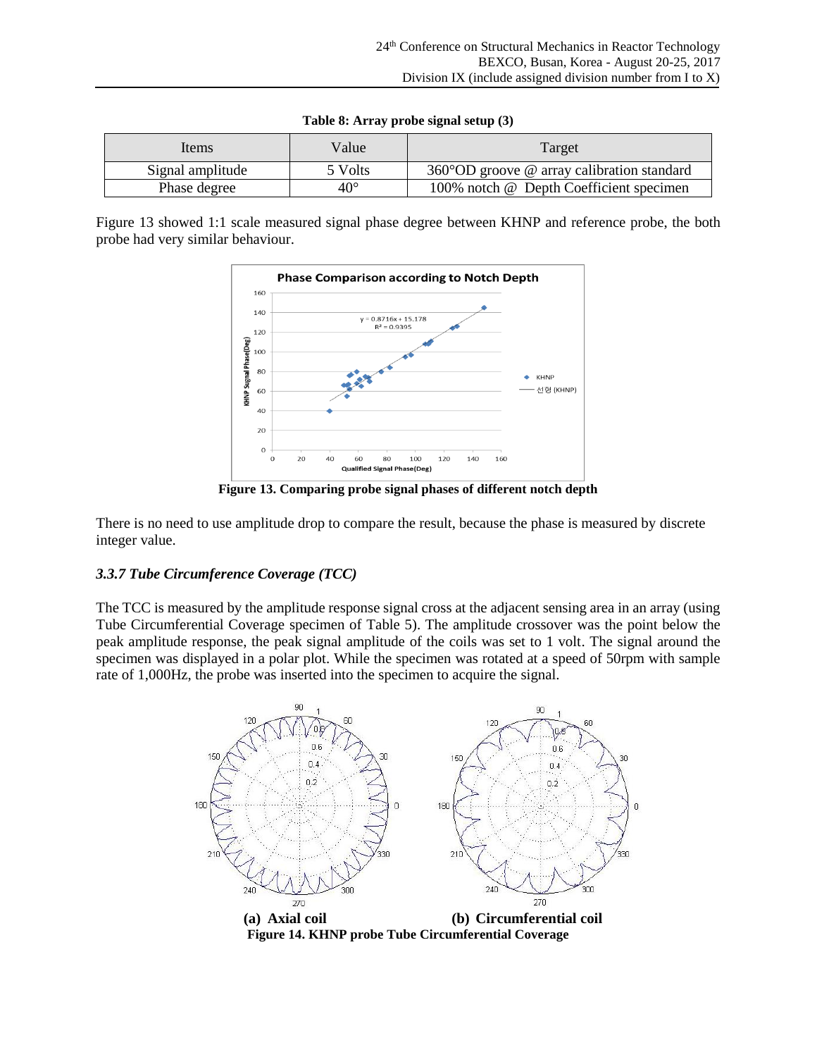**Table 8: Array probe signal setup (3)**

| Items | Value | Target |
|---|---|---|
| Signal amplitude | 5 Volts | 360°OD groove @ array calibration standard |
| Phase degree | 40° | 100% notch @ Depth Coefficient specimen |

Figure 13 showed 1:1 scale measured signal phase degree between KHNP and reference probe, the both probe had very similar behaviour.

**Figure 13. Comparing probe signal phases of different notch depth**

There is no need to use amplitude drop to compare the result, because the phase is measured by discrete integer value.

### *3.3.7 Tube Circumference Coverage (TCC)*

The TCC is measured by the amplitude response signal cross at the adjacent sensing area in an array (using Tube Circumferential Coverage specimen of Table 5). The amplitude crossover was the point below the peak amplitude response, the peak signal amplitude of the coils was set to 1 volt. The signal around the specimen was displayed in a polar plot. While the specimen was rotated at a speed of 50rpm with sample rate of 1,000Hz, the probe was inserted into the specimen to acquire the signal.

**(a) Axial coil** **(b) Circumferential coil**

**Figure 14. KHNP probe Tube Circumferential Coverage**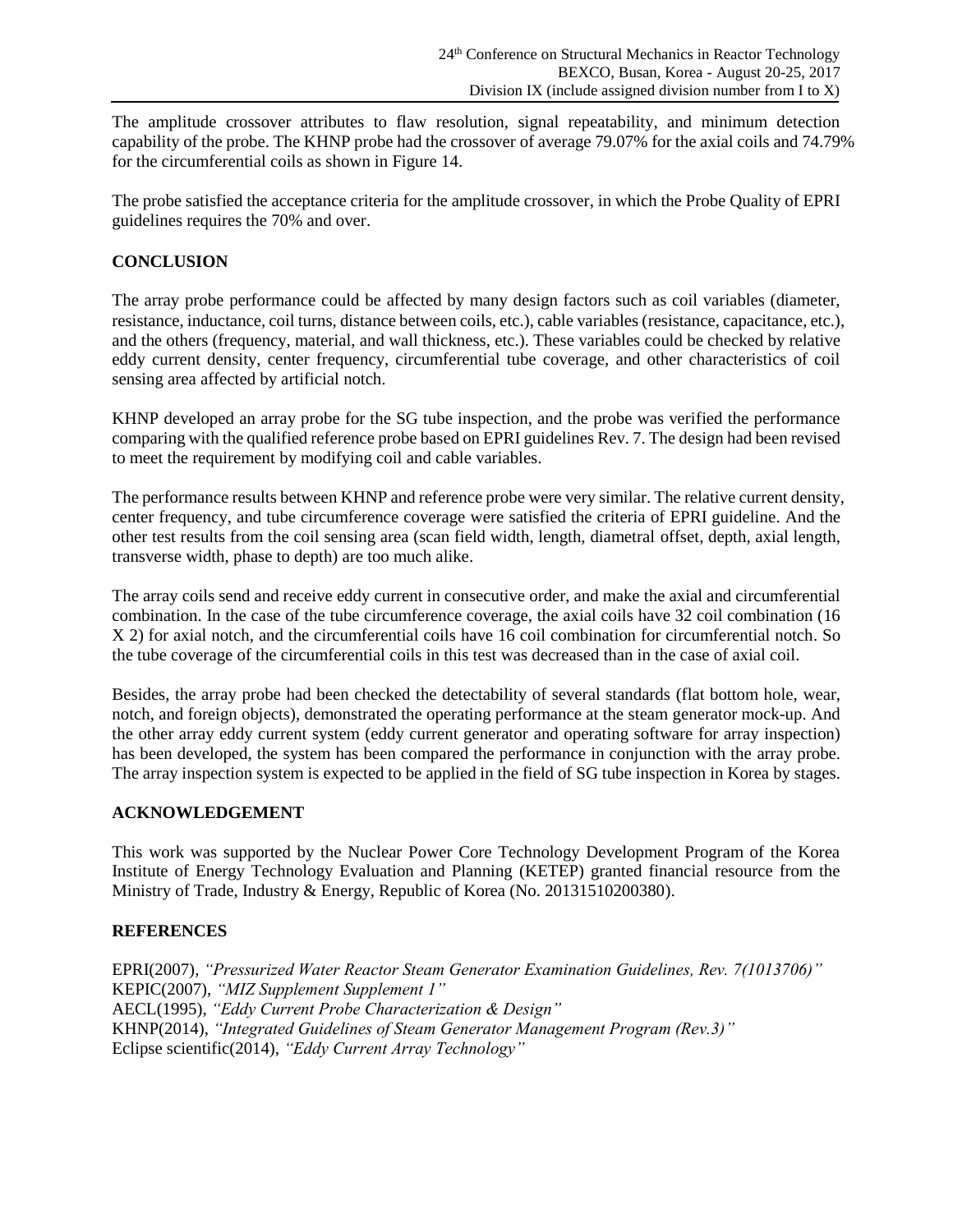The amplitude crossover attributes to flaw resolution, signal repeatability, and minimum detection capability of the probe. The KHNP probe had the crossover of average 79.07% for the axial coils and 74.79% for the circumferential coils as shown in Figure 14.

The probe satisfied the acceptance criteria for the amplitude crossover, in which the Probe Quality of EPRI guidelines requires the 70% and over.

## CONCLUSION

The array probe performance could be affected by many design factors such as coil variables (diameter, resistance, inductance, coil turns, distance between coils, etc.), cable variables (resistance, capacitance, etc.), and the others (frequency, material, and wall thickness, etc.). These variables could be checked by relative eddy current density, center frequency, circumferential tube coverage, and other characteristics of coil sensing area affected by artificial notch.

KHNP developed an array probe for the SG tube inspection, and the probe was verified the performance comparing with the qualified reference probe based on EPRI guidelines Rev. 7. The design had been revised to meet the requirement by modifying coil and cable variables.

The performance results between KHNP and reference probe were very similar. The relative current density, center frequency, and tube circumference coverage were satisfied the criteria of EPRI guideline. And the other test results from the coil sensing area (scan field width, length, diametral offset, depth, axial length, transverse width, phase to depth) are too much alike.

The array coils send and receive eddy current in consecutive order, and make the axial and circumferential combination. In the case of the tube circumference coverage, the axial coils have 32 coil combination (16 X 2) for axial notch, and the circumferential coils have 16 coil combination for circumferential notch. So the tube coverage of the circumferential coils in this test was decreased than in the case of axial coil.

Besides, the array probe had been checked the detectability of several standards (flat bottom hole, wear, notch, and foreign objects), demonstrated the operating performance at the steam generator mock-up. And the other array eddy current system (eddy current generator and operating software for array inspection) has been developed, the system has been compared the performance in conjunction with the array probe. The array inspection system is expected to be applied in the field of SG tube inspection in Korea by stages.

## ACKNOWLEDGEMENT

This work was supported by the Nuclear Power Core Technology Development Program of the Korea Institute of Energy Technology Evaluation and Planning (KETEP) granted financial resource from the Ministry of Trade, Industry & Energy, Republic of Korea (No. 20131510200380).

## REFERENCES

EPRI(2007), *"Pressurized Water Reactor Steam Generator Examination Guidelines, Rev. 7(1013706)"*
KEPIC(2007), *"MIZ Supplement Supplement 1"*
AECL(1995), *"Eddy Current Probe Characterization & Design"*
KHNP(2014), *"Integrated Guidelines of Steam Generator Management Program (Rev.3)"*
Eclipse scientific(2014), *"Eddy Current Array Technology"*